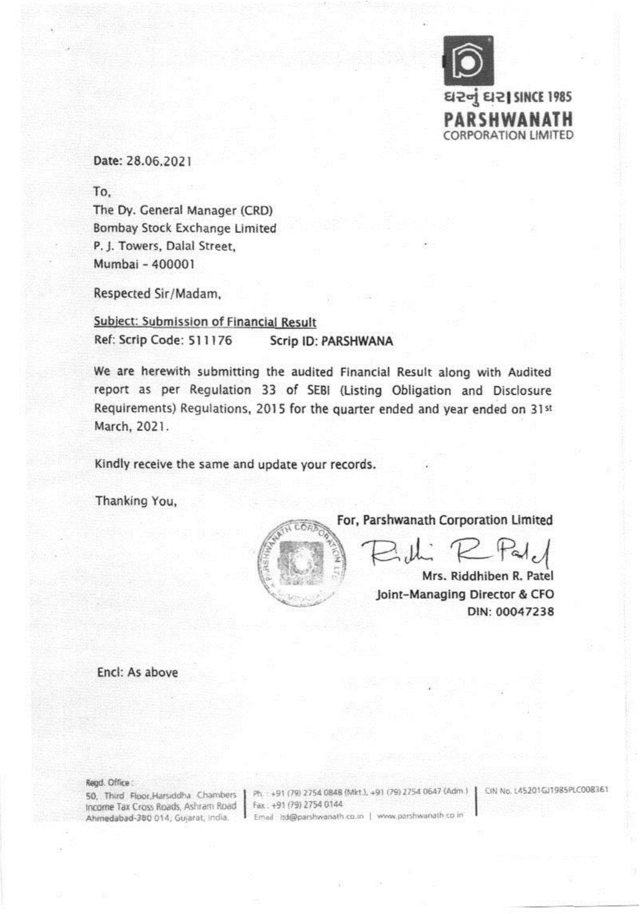ઘરનું ઘર | SINCE 1985
**PARSHWANATH**
CORPORATION LIMITED

Date: 28.06.2021

To,
The Dy. General Manager (CRD)
Bombay Stock Exchange Limited
P. J. Towers, Dalal Street,
Mumbai - 400001

Respected Sir/Madam,

Subject: Submission of Financial Result
Ref: Scrip Code: 511176 **Scrip ID: PARSHWANA**

We are herewith submitting the audited Financial Result along with Audited report as per Regulation 33 of SEBI (Listing Obligation and Disclosure Requirements) Regulations, 2015 for the quarter ended and year ended on 31st March, 2021.

Kindly receive the same and update your records.

Thanking You,

For, Parshwanath Corporation Limited

Mrs. Riddhiben R. Patel
Joint-Managing Director & CFO
DIN: 00047238

Encl: As above

Regd. Office:
50, Third Floor,Harsiddha Chambers Income Tax Cross Roads, Ashram Road Ahmedabad-380 014, Gujarat, India.

Ph.: +91 (79) 2754 0848 (Mkt.), +91 (79) 2754 0647 (Adm.)
Fax: +91 (79) 2754 0144
Email: ltd@parshwanath.co.in | www.parshwanath.co.in

CIN No. L45201GJ1985PLC008361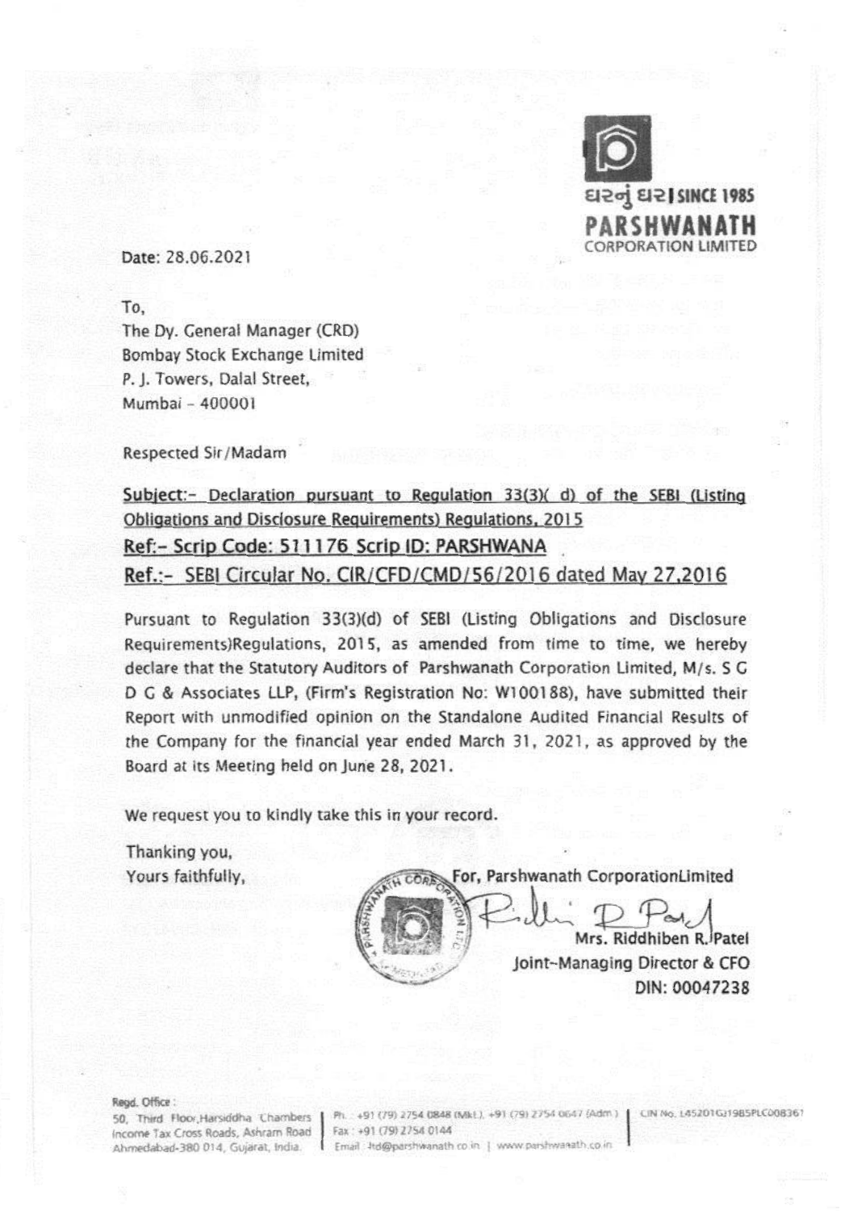ઘરનું ઘર | SINCE 1985
**PARSHWANATH**
CORPORATION LIMITED

Date: 28.06.2021

To,
The Dy. General Manager (CRD)
Bombay Stock Exchange Limited
P. J. Towers, Dalal Street,
Mumbai – 400001

Respected Sir/Madam

**Subject:- Declaration pursuant to Regulation 33(3)( d) of the SEBI (Listing Obligations and Disclosure Requirements) Regulations, 2015**

**Ref:- Scrip Code: 511176 Scrip ID: PARSHWANA**

**Ref.:- SEBI Circular No. CIR/CFD/CMD/56/2016 dated May 27,2016**

Pursuant to Regulation 33(3)(d) of SEBI (Listing Obligations and Disclosure Requirements)Regulations, 2015, as amended from time to time, we hereby declare that the Statutory Auditors of Parshwanath Corporation Limited, M/s. S G D G & Associates LLP, (Firm's Registration No: W100188), have submitted their Report with unmodified opinion on the Standalone Audited Financial Results of the Company for the financial year ended March 31, 2021, as approved by the Board at its Meeting held on June 28, 2021.

We request you to kindly take this in your record.

Thanking you,
Yours faithfully,

For, Parshwanath CorporationLimited

Mrs. Riddhiben R. Patel
Joint-Managing Director & CFO
DIN: 00047238

Regd. Office:
50, Third Floor,Harsiddha Chambers Income Tax Cross Roads, Ashram Road Ahmedabad-380 014, Gujarat, India. | Ph.: +91 (79) 2754 0848 (Mkt.), +91 (79) 2754 0647 (Adm.) Fax: +91 (79) 2754 0144 Email: ltd@parshwanath.co.in | www.parshwanath.co.in | CIN No. L45201GJ1985PLC008361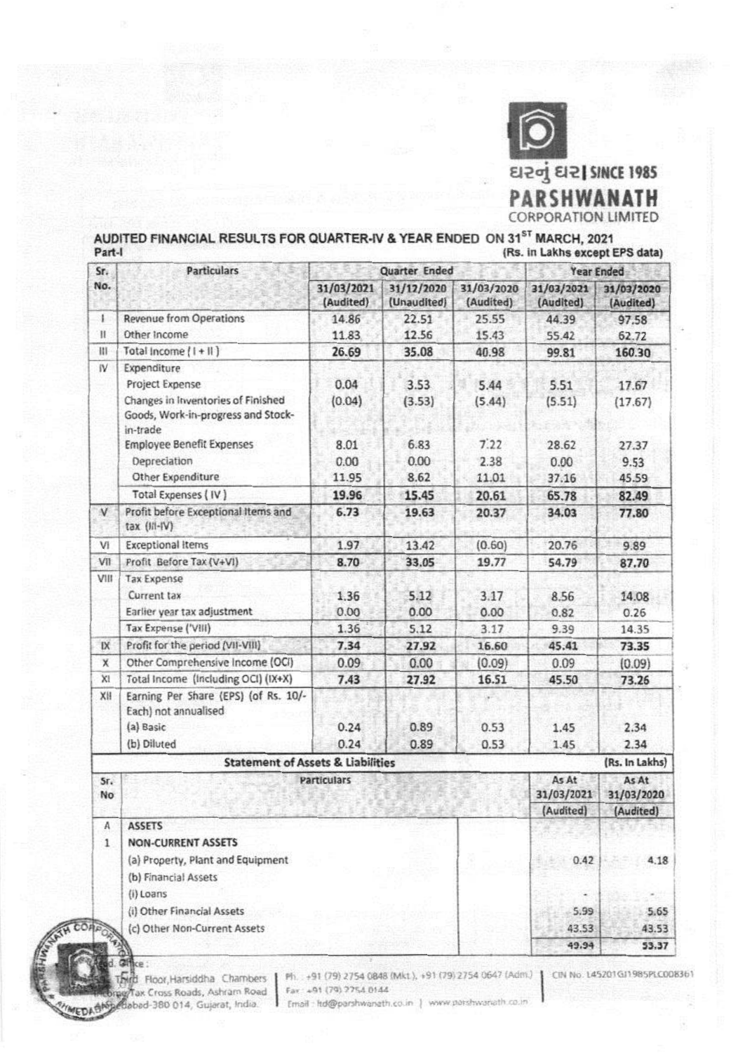ઘરનું ઘર | SINCE 1985

**PARSHWANATH CORPORATION LIMITED**

## AUDITED FINANCIAL RESULTS FOR QUARTER-IV & YEAR ENDED ON 31ST MARCH, 2021

Part-I (Rs. in Lakhs except EPS data)

| Sr. No. | Particulars | Quarter Ended | | | Year Ended | |
|---|---|---|---|---|---|---|
| | | 31/03/2021 (Audited) | 31/12/2020 (Unaudited) | 31/03/2020 (Audited) | 31/03/2021 (Audited) | 31/03/2020 (Audited) |
| I | Revenue from Operations | 14.86 | 22.51 | 25.55 | 44.39 | 97.58 |
| II | Other Income | 11.83 | 12.56 | 15.43 | 55.42 | 62.72 |
| III | Total Income ( I + II ) | 26.69 | 35.08 | 40.98 | 99.81 | 160.30 |
| IV | Expenditure | | | | | |
| | Project Expense | 0.04 | 3.53 | 5.44 | 5.51 | 17.67 |
| | Changes in Inventories of Finished Goods, Work-in-progress and Stock-in-trade | (0.04) | (3.53) | (5.44) | (5.51) | (17.67) |
| | Employee Benefit Expenses | 8.01 | 6.83 | 7.22 | 28.62 | 27.37 |
| | Depreciation | 0.00 | 0.00 | 2.38 | 0.00 | 9.53 |
| | Other Expenditure | 11.95 | 8.62 | 11.01 | 37.16 | 45.59 |
| | Total Expenses ( IV ) | 19.96 | 15.45 | 20.61 | 65.78 | 82.49 |
| V | Profit before Exceptional Items and tax (III-IV) | 6.73 | 19.63 | 20.37 | 34.03 | 77.80 |
| VI | Exceptional Items | 1.97 | 13.42 | (0.60) | 20.76 | 9.89 |
| VII | Profit Before Tax (V+VI) | 8.70 | 33.05 | 19.77 | 54.79 | 87.70 |
| VIII | Tax Expense | | | | | |
| | Current tax | 1.36 | 5.12 | 3.17 | 8.56 | 14.08 |
| | Earlier year tax adjustment | 0.00 | 0.00 | 0.00 | 0.82 | 0.26 |
| | Tax Expense ('VIII) | 1.36 | 5.12 | 3.17 | 9.39 | 14.35 |
| IX | Profit for the period (VII-VIII) | 7.34 | 27.92 | 16.60 | 45.41 | 73.35 |
| X | Other Comprehensive Income (OCI) | 0.09 | 0.00 | (0.09) | 0.09 | (0.09) |
| XI | Total Income (Including OCI) (IX+X) | 7.43 | 27.92 | 16.51 | 45.50 | 73.26 |
| XII | Earning Per Share (EPS) (of Rs. 10/- Each) not annualised | | | | | |
| | (a) Basic | 0.24 | 0.89 | 0.53 | 1.45 | 2.34 |
| | (b) Diluted | 0.24 | 0.89 | 0.53 | 1.45 | 2.34 |

### Statement of Assets & Liabilities

(Rs. In Lakhs)

| Sr. No | Particulars | As At 31/03/2021 (Audited) | As At 31/03/2020 (Audited) |
|---|---|---|---|
| A | ASSETS | | |
| 1 | NON-CURRENT ASSETS | | |
| | (a) Property, Plant and Equipment | 0.42 | 4.18 |
| | (b) Financial Assets | | |
| | (i) Loans | - | - |
| | (i) Other Financial Assets | 5.99 | 5.65 |
| | (c) Other Non-Current Assets | 43.53 | 43.53 |
| | | 49.94 | 53.37 |

Regd. Office : Third Floor, Harsiddha Chambers, Income Tax Cross Roads, Ashram Road, Ahmedabad-380 014, Gujarat, India. | Ph. : +91 (79) 2754 0848 (Mkt.), +91 (79) 2754 0647 (Adm.) Fax : +91 (79) 2754 0144 Email : ho@parshwanath.co.in | www.parshwanath.co.in | CIN No. L45201GJ1985PLC008361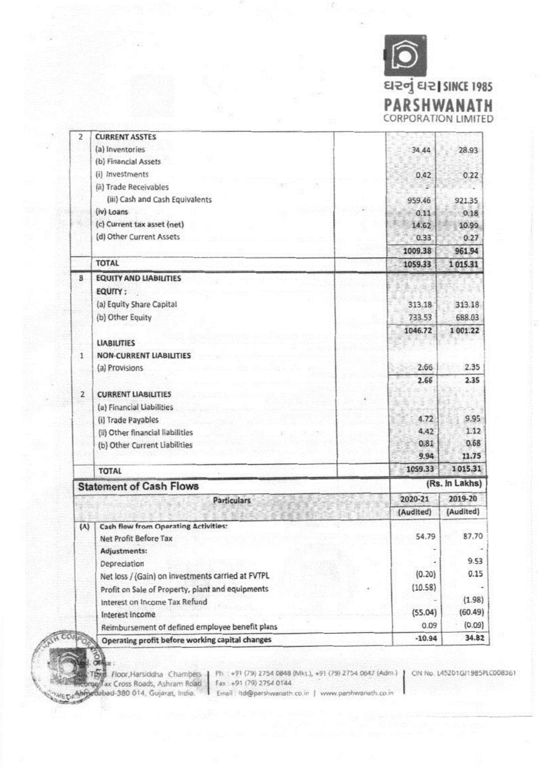ઘરનું ઘર | SINCE 1985

**PARSHWANATH**
CORPORATION LIMITED

| | | | | |
|---|---|---|---|---|
| 2 | **CURRENT ASSTES** | | | |
| | (a) Inventories | | 34.44 | 28.93 |
| | (b) Financial Assets | | | |
| | (i) Investments | | 0.42 | 0.22 |
| | (ii) Trade Receivables | | - | - |
| | (iii) Cash and Cash Equivalents | | 959.46 | 921.35 |
| | (iv) Loans | | 0.11 | 0.18 |
| | (c) Current tax asset (net) | | 14.62 | 10.99 |
| | (d) Other Current Assets | | 0.33 | 0.27 |
| | | | 1009.38 | 961.94 |
| | **TOTAL** | | 1059.33 | 1 015.31 |
| B | **EQUITY AND LIABILITIES** | | | |
| | **EQUITY :** | | | |
| | (a) Equity Share Capital | | 313.18 | 313.18 |
| | (b) Other Equity | | 733.53 | 688.03 |
| | | | 1046.72 | 1 001.22 |
| | **LIABILITIES** | | | |
| 1 | **NON-CURRENT LIABILITIES** | | | |
| | (a) Provisions | | 2.66 | 2.35 |
| | | | 2.66 | 2.35 |
| 2 | **CURRENT LIABILITIES** | | | |
| | (a) Financial Liabilities | | | |
| | (i) Trade Payables | | 4.72 | 9.95 |
| | (ii) Other financial liabilities | | 4.42 | 1.12 |
| | (b) Other Current Liabilities | | 0.81 | 0.68 |
| | | | 9.94 | 11.75 |
| | **TOTAL** | | 1059.33 | 1 015.31 |

## Statement of Cash Flows

(Rs. In Lakhs)

| | Particulars | 2020-21 (Audited) | 2019-20 (Audited) |
|---|---|---|---|
| (A) | **Cash flow from Operating Activities:** | | |
| | Net Profit Before Tax | 54.79 | 87.70 |
| | **Adjustments:** | - | - |
| | Depreciation | - | 9.53 |
| | Net loss / (Gain) on investments carried at FVTPL | (0.20) | 0.15 |
| | Profit on Sale of Property, plant and equipments | (10.58) | - |
| | Interest on Income Tax Refund | - | (1.98) |
| | Interest Income | (55.04) | (60.49) |
| | Reimbursement of defined employee benefit plans | 0.09 | (0.09) |
| | **Operating profit before working capital changes** | -10.94 | 34.82 |

Regd. Office : Third Floor, Harsiddha Chambers, Income Tax Cross Roads, Ashram Road, Ahmedabad-380 014, Gujarat, India. | Ph. : +91 (79) 2754 0848 (Mkt.), +91 (79) 2754 0647 (Adm.) Fax : +91 (79) 2754 0144 Email : ltd@parshwanath.co.in | www.parshwanath.co.in | CIN No. L45201GJ1985PLC008361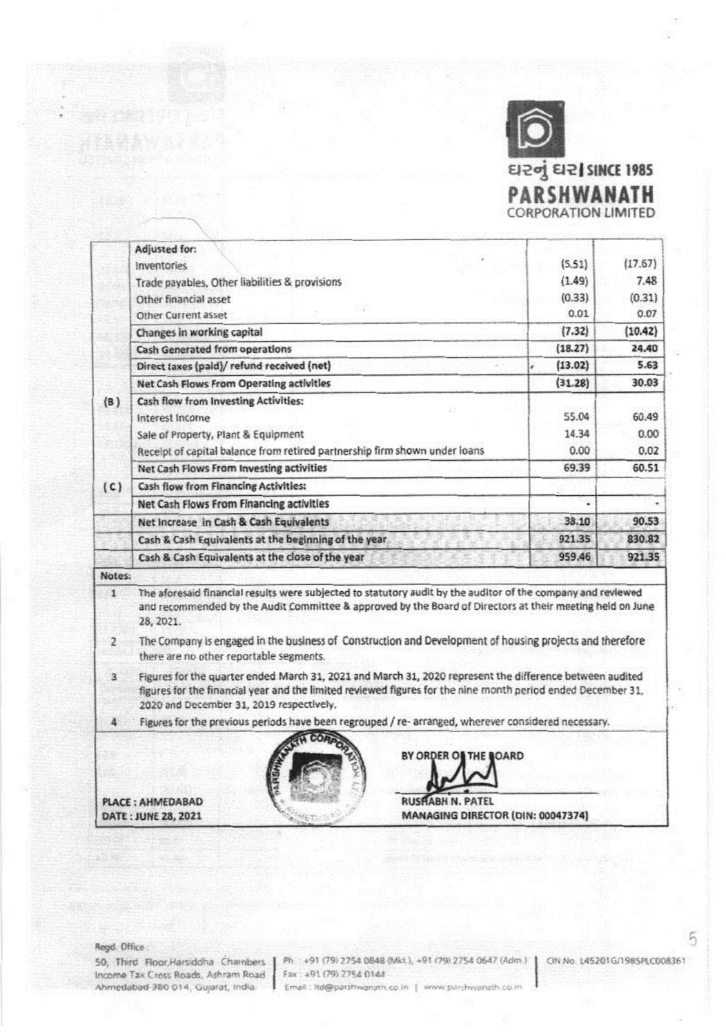**PARSHWANATH CORPORATION LIMITED**

ઘરનું ઘર | SINCE 1985

| | | | |
|---|---|---|---|
| | **Adjusted for:** | | |
| | Inventories | (5.51) | (17.67) |
| | Trade payables, Other liabilities & provisions | (1.49) | 7.48 |
| | Other financial asset | (0.33) | (0.31) |
| | Other Current asset | 0.01 | 0.07 |
| | **Changes in working capital** | **(7.32)** | **(10.42)** |
| | **Cash Generated from operations** | **(18.27)** | **24.40** |
| | **Direct taxes (paid)/ refund received (net)** | **(13.02)** | **5.63** |
| | **Net Cash Flows From Operating activities** | **(31.28)** | **30.03** |
| (B) | **Cash flow from Investing Activities:** | | |
| | Interest Income | 55.04 | 60.49 |
| | Sale of Property, Plant & Equipment | 14.34 | 0.00 |
| | Receipt of capital balance from retired partnership firm shown under loans | 0.00 | 0.02 |
| | **Net Cash Flows From Investing activities** | **69.39** | **60.51** |
| (C) | **Cash flow from Financing Activities:** | | |
| | **Net Cash Flows From Financing activities** | - | - |
| | **Net Increase in Cash & Cash Equivalents** | **38.10** | **90.53** |
| | **Cash & Cash Equivalents at the beginning of the year** | **921.35** | **830.82** |
| | **Cash & Cash Equivalents at the close of the year** | **959.46** | **921.35** |

**Notes:**

1. The aforesaid financial results were subjected to statutory audit by the auditor of the company and reviewed and recommended by the Audit Committee & approved by the Board of Directors at their meeting held on June 28, 2021.
2. The Company is engaged in the business of Construction and Development of housing projects and therefore there are no other reportable segments.
3. Figures for the quarter ended March 31, 2021 and March 31, 2020 represent the difference between audited figures for the financial year and the limited reviewed figures for the nine month period ended December 31, 2020 and December 31, 2019 respectively.
4. Figures for the previous periods have been regrouped / re- arranged, wherever considered necessary.

**BY ORDER OF THE BOARD**

**RUSHABH N. PATEL**
**MANAGING DIRECTOR (DIN: 00047374)**

**PLACE : AHMEDABAD**
**DATE : JUNE 28, 2021**

Regd. Office :
50, Third Floor,Harsiddha Chambers, Income Tax Cross Roads, Ashram Road Ahmedabad 380 014, Gujarat, India.
Ph. : +91 (79) 2754 0848 (Mkt.), +91 (79) 2754 0647 (Adm.)
Fax : +91 (79) 2754 0144
Email : ltd@parshwanath.co.in | www.parshwanath.co.in
CIN No. L45201GJ1985PLC008361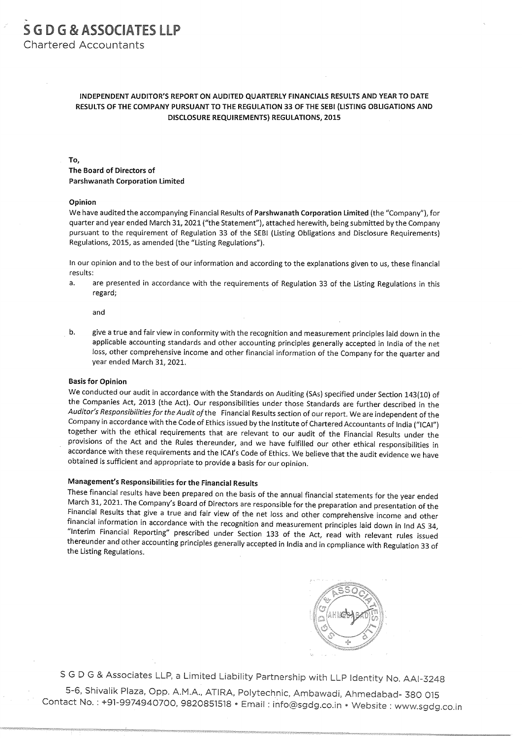# S G D G & ASSOCIATES LLP

Chartered Accountants

**INDEPENDENT AUDITOR'S REPORT ON AUDITED QUARTERLY FINANCIALS RESULTS AND YEAR TO DATE RESULTS OF THE COMPANY PURSUANT TO THE REGULATION 33 OF THE SEBI (LISTING OBLIGATIONS AND DISCLOSURE REQUIREMENTS) REGULATIONS, 2015**

**To,**
**The Board of Directors of**
**Parshwanath Corporation Limited**

**Opinion**

We have audited the accompanying Financial Results of **Parshwanath Corporation Limited** (the "Company"), for quarter and year ended March 31, 2021 ("the Statement"), attached herewith, being submitted by the Company pursuant to the requirement of Regulation 33 of the SEBI (Listing Obligations and Disclosure Requirements) Regulations, 2015, as amended (the "Listing Regulations").

In our opinion and to the best of our information and according to the explanations given to us, these financial results:

a. are presented in accordance with the requirements of Regulation 33 of the Listing Regulations in this regard;

and

b. give a true and fair view in conformity with the recognition and measurement principles laid down in the applicable accounting standards and other accounting principles generally accepted in India of the net loss, other comprehensive income and other financial information of the Company for the quarter and year ended March 31, 2021.

**Basis for Opinion**

We conducted our audit in accordance with the Standards on Auditing (SAs) specified under Section 143(10) of the Companies Act, 2013 (the Act). Our responsibilities under those Standards are further described in the *Auditor's Responsibilities for the Audit of* the Financial Results section of our report. We are independent of the Company in accordance with the Code of Ethics issued by the Institute of Chartered Accountants of India ("ICAI") together with the ethical requirements that are relevant to our audit of the Financial Results under the provisions of the Act and the Rules thereunder, and we have fulfilled our other ethical responsibilities in accordance with these requirements and the ICAI's Code of Ethics. We believe that the audit evidence we have obtained is sufficient and appropriate to provide a basis for our opinion.

**Management's Responsibilities for the Financial Results**

These financial results have been prepared on the basis of the annual financial statements for the year ended March 31, 2021. The Company's Board of Directors are responsible for the preparation and presentation of the Financial Results that give a true and fair view of the net loss and other comprehensive income and other financial information in accordance with the recognition and measurement principles laid down in Ind AS 34, "Interim Financial Reporting" prescribed under Section 133 of the Act, read with relevant rules issued thereunder and other accounting principles generally accepted in India and in compliance with Regulation 33 of the Listing Regulations.

S G D G & Associates LLP, a Limited Liability Partnership with LLP Identity No. AAI-3248

5-6, Shivalik Plaza, Opp. A.M.A., ATIRA, Polytechnic, Ambawadi, Ahmedabad- 380 015
Contact No. : +91-9974940700, 9820851518 • Email : info@sgdg.co.in • Website : www.sgdg.co.in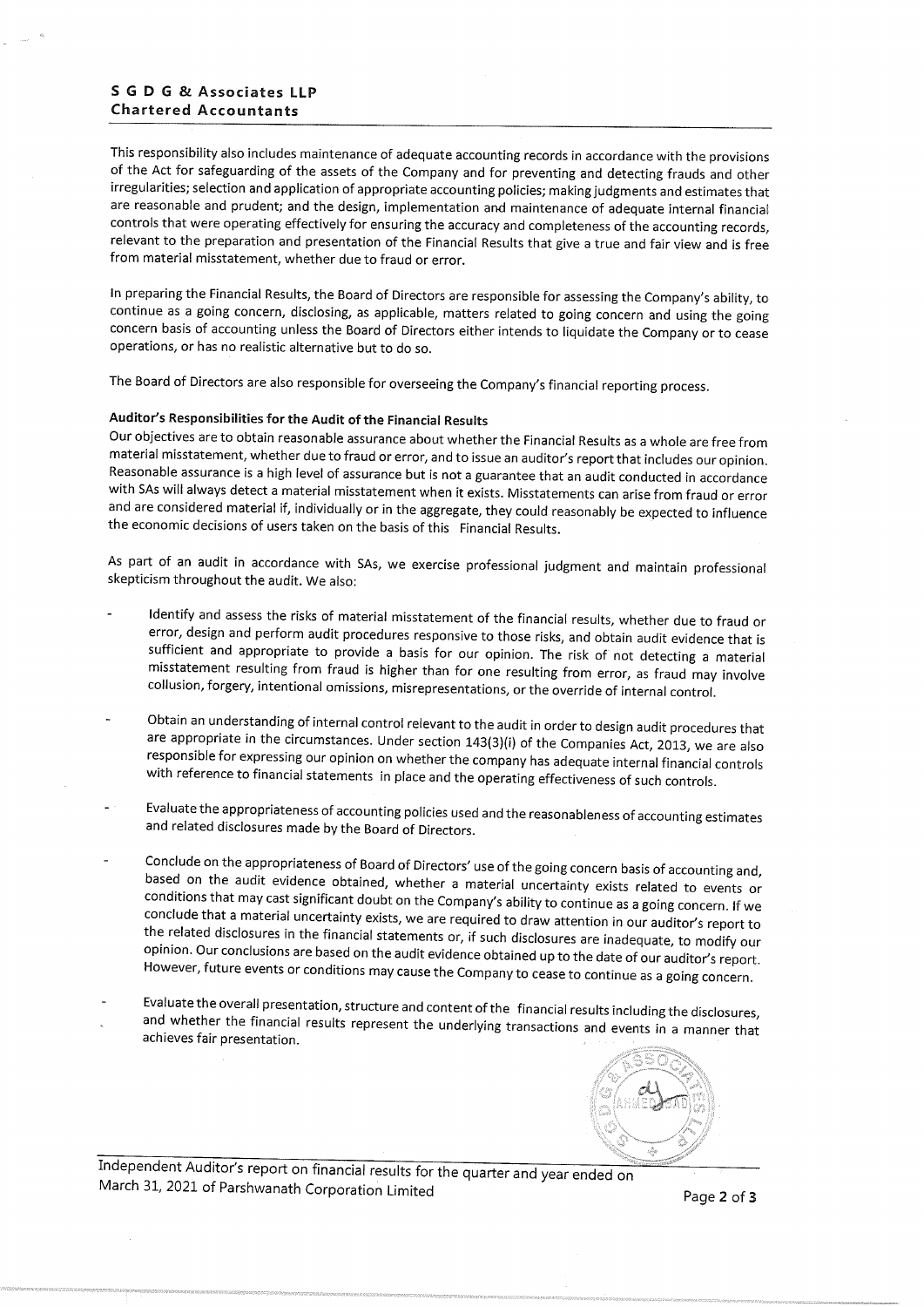This responsibility also includes maintenance of adequate accounting records in accordance with the provisions of the Act for safeguarding of the assets of the Company and for preventing and detecting frauds and other irregularities; selection and application of appropriate accounting policies; making judgments and estimates that are reasonable and prudent; and the design, implementation and maintenance of adequate internal financial controls that were operating effectively for ensuring the accuracy and completeness of the accounting records, relevant to the preparation and presentation of the Financial Results that give a true and fair view and is free from material misstatement, whether due to fraud or error.

In preparing the Financial Results, the Board of Directors are responsible for assessing the Company's ability, to continue as a going concern, disclosing, as applicable, matters related to going concern and using the going concern basis of accounting unless the Board of Directors either intends to liquidate the Company or to cease operations, or has no realistic alternative but to do so.

The Board of Directors are also responsible for overseeing the Company's financial reporting process.

**Auditor's Responsibilities for the Audit of the Financial Results**

Our objectives are to obtain reasonable assurance about whether the Financial Results as a whole are free from material misstatement, whether due to fraud or error, and to issue an auditor's report that includes our opinion. Reasonable assurance is a high level of assurance but is not a guarantee that an audit conducted in accordance with SAs will always detect a material misstatement when it exists. Misstatements can arise from fraud or error and are considered material if, individually or in the aggregate, they could reasonably be expected to influence the economic decisions of users taken on the basis of this Financial Results.

As part of an audit in accordance with SAs, we exercise professional judgment and maintain professional skepticism throughout the audit. We also:

- Identify and assess the risks of material misstatement of the financial results, whether due to fraud or error, design and perform audit procedures responsive to those risks, and obtain audit evidence that is sufficient and appropriate to provide a basis for our opinion. The risk of not detecting a material misstatement resulting from fraud is higher than for one resulting from error, as fraud may involve collusion, forgery, intentional omissions, misrepresentations, or the override of internal control.

- Obtain an understanding of internal control relevant to the audit in order to design audit procedures that are appropriate in the circumstances. Under section 143(3)(i) of the Companies Act, 2013, we are also responsible for expressing our opinion on whether the company has adequate internal financial controls with reference to financial statements in place and the operating effectiveness of such controls.

- Evaluate the appropriateness of accounting policies used and the reasonableness of accounting estimates and related disclosures made by the Board of Directors.

- Conclude on the appropriateness of Board of Directors' use of the going concern basis of accounting and, based on the audit evidence obtained, whether a material uncertainty exists related to events or conditions that may cast significant doubt on the Company's ability to continue as a going concern. If we conclude that a material uncertainty exists, we are required to draw attention in our auditor's report to the related disclosures in the financial statements or, if such disclosures are inadequate, to modify our opinion. Our conclusions are based on the audit evidence obtained up to the date of our auditor's report. However, future events or conditions may cause the Company to cease to continue as a going concern.

- Evaluate the overall presentation, structure and content of the financial results including the disclosures, and whether the financial results represent the underlying transactions and events in a manner that achieves fair presentation.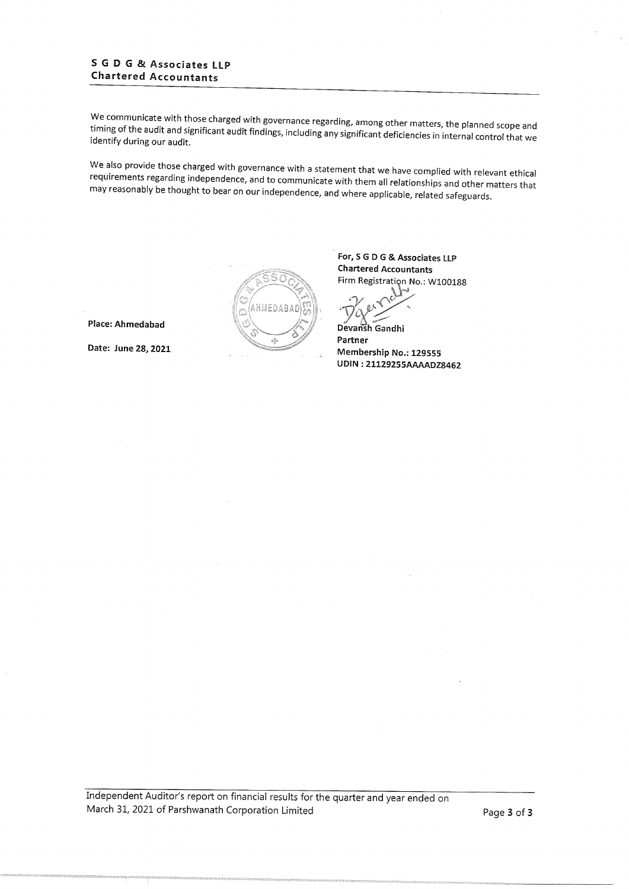We communicate with those charged with governance regarding, among other matters, the planned scope and timing of the audit and significant audit findings, including any significant deficiencies in internal control that we identify during our audit.

We also provide those charged with governance with a statement that we have complied with relevant ethical requirements regarding independence, and to communicate with them all relationships and other matters that may reasonably be thought to bear on our independence, and where applicable, related safeguards.

**For, S G D G & Associates LLP**
**Chartered Accountants**
Firm Registration No.: W100188

**Place: Ahmedabad**

**Date: June 28, 2021**

**Devansh Gandhi**
**Partner**
**Membership No.: 129555**
**UDIN : 21129255AAAADZ8462**